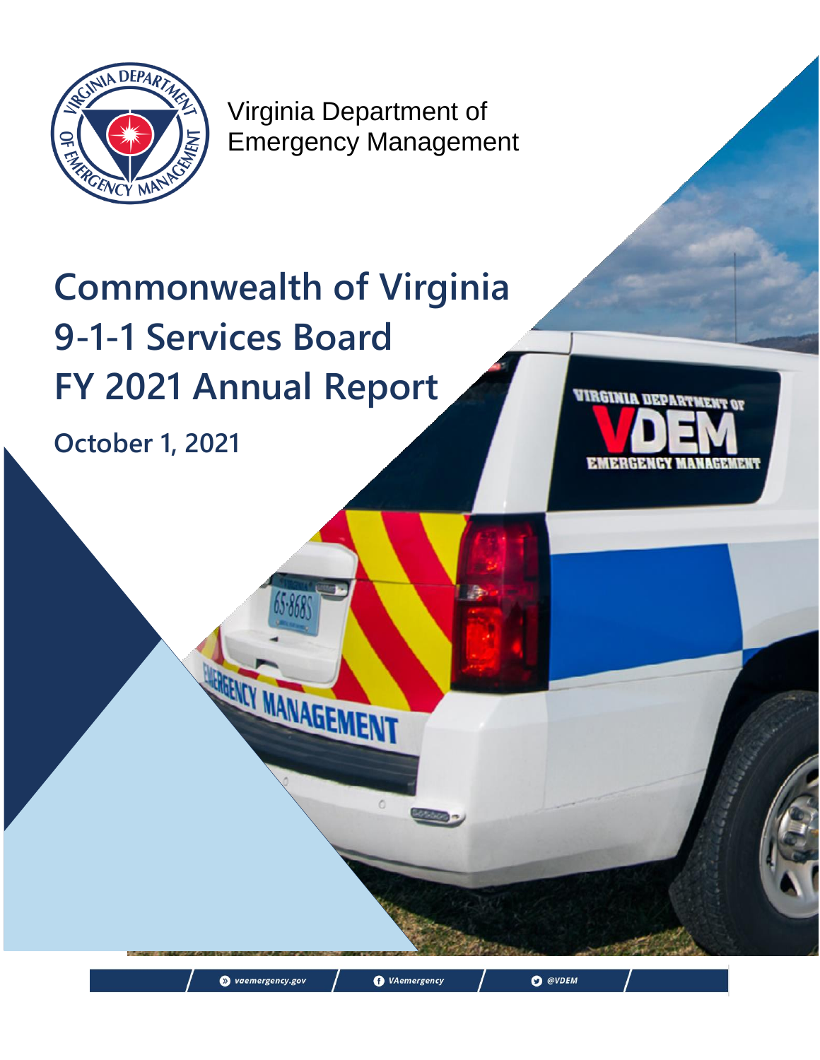Virginia Department of Emergency Management

# Commonwealth of Virginia 9-1-1 Services Board FY 2021 Annual Report

## October 1, 2021

vaemergency.gov | VAemergency | @VDEM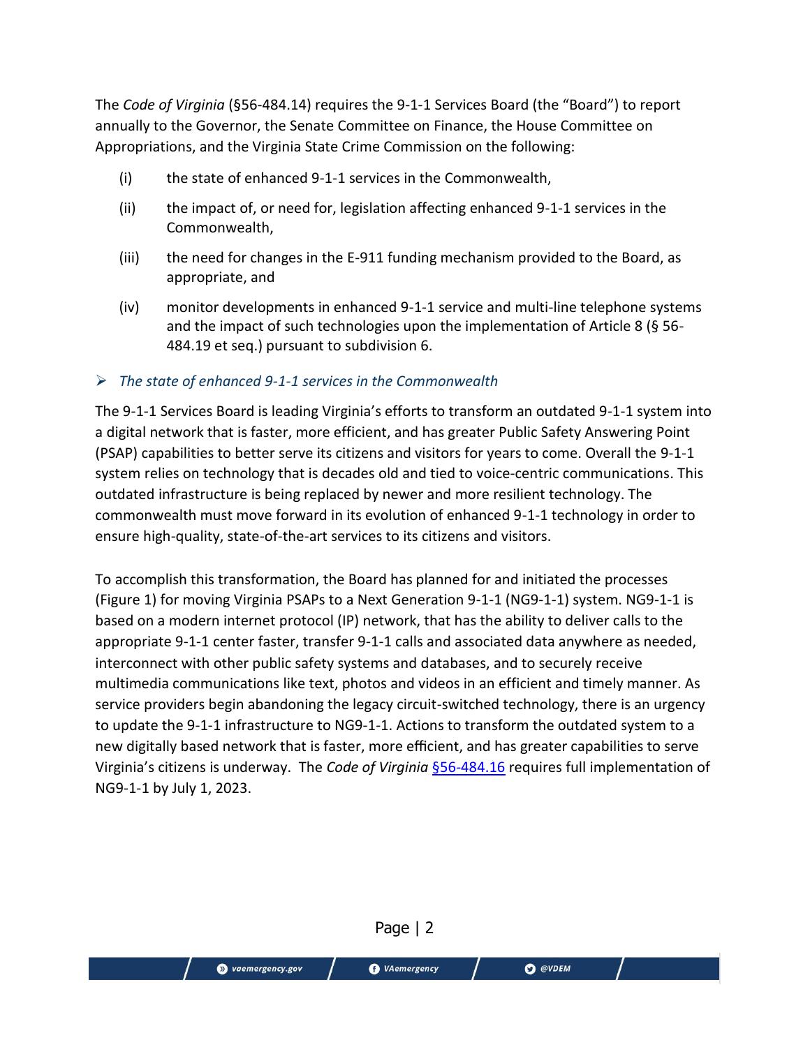The *Code of Virginia* (§56-484.14) requires the 9-1-1 Services Board (the "Board") to report annually to the Governor, the Senate Committee on Finance, the House Committee on Appropriations, and the Virginia State Crime Commission on the following:

(i) the state of enhanced 9-1-1 services in the Commonwealth,

(ii) the impact of, or need for, legislation affecting enhanced 9-1-1 services in the Commonwealth,

(iii) the need for changes in the E-911 funding mechanism provided to the Board, as appropriate, and

(iv) monitor developments in enhanced 9-1-1 service and multi-line telephone systems and the impact of such technologies upon the implementation of Article 8 (§ 56-484.19 et seq.) pursuant to subdivision 6.

➢ *The state of enhanced 9-1-1 services in the Commonwealth*

The 9-1-1 Services Board is leading Virginia's efforts to transform an outdated 9-1-1 system into a digital network that is faster, more efficient, and has greater Public Safety Answering Point (PSAP) capabilities to better serve its citizens and visitors for years to come. Overall the 9-1-1 system relies on technology that is decades old and tied to voice-centric communications. This outdated infrastructure is being replaced by newer and more resilient technology. The commonwealth must move forward in its evolution of enhanced 9-1-1 technology in order to ensure high-quality, state-of-the-art services to its citizens and visitors.

To accomplish this transformation, the Board has planned for and initiated the processes (Figure 1) for moving Virginia PSAPs to a Next Generation 9-1-1 (NG9-1-1) system. NG9-1-1 is based on a modern internet protocol (IP) network, that has the ability to deliver calls to the appropriate 9-1-1 center faster, transfer 9-1-1 calls and associated data anywhere as needed, interconnect with other public safety systems and databases, and to securely receive multimedia communications like text, photos and videos in an efficient and timely manner. As service providers begin abandoning the legacy circuit-switched technology, there is an urgency to update the 9-1-1 infrastructure to NG9-1-1. Actions to transform the outdated system to a new digitally based network that is faster, more efficient, and has greater capabilities to serve Virginia's citizens is underway. The *Code of Virginia* §56-484.16 requires full implementation of NG9-1-1 by July 1, 2023.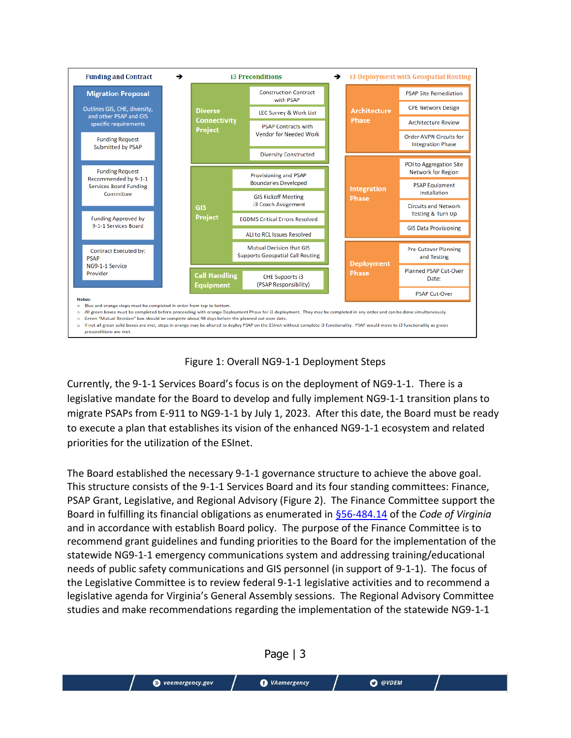**Funding and Contract** → **i3 Preconditions** → **i3 Deployment with Geospatial Routing**

**Migration Proposal**

Outlines GIS, CHE, diversity, and other PSAP and GIS specific requirements

- Funding Request Submitted by PSAP
- Funding Request Recommended by 9-1-1 Services Board Funding Committee
- Funding Approved by 9-1-1 Services Board
- Contract Executed by: PSAP NG9-1-1 Service Provider

**Diverse Connectivity Project**

- Construction Contract with PSAP
- LEC Survey & Work List
- PSAP Contracts with Vendor for Needed Work
- Diversity Constructed

**GIS Project**

- Provisioning and PSAP Boundaries Developed
- GIS Kickoff Meeting i3 Coach Assignment
- EGDMS Critical Errors Resolved
- ALI to RCL Issues Resolved
- Mutual Decision that GIS Supports Geospatial Call Routing

**Call Handling Equipment**

- CHE Supports i3 (PSAP Responsibility)

**Architecture Phase**

- PSAP Site Remediation
- CPE Network Design
- Architecture Review
- Order AVPN Circuits for Integration Phase

**Integration Phase**

- POI to Aggregation Site Network for Region
- PSAP Equipment Installation
- Circuits and Network Testing & Turn Up
- GIS Data Provisioning

**Deployment Phase**

- Pre-Cutover Planning and Testing
- Planned PSAP Cut-Over Date:
- PSAP Cut-Over

Notes:

- Blue and orange steps must be completed in order from top to bottom.
- All green boxes must be completed before proceeding with orange Deployment Phase for i3 deployment. They may be completed in any order and can be done simultaneously.
- Green "Mutual Decision" box should be complete about 90 days before the planned cut-over date.
- If not all green solid boxes are met, steps in orange may be altered to deploy PSAP on the ESInet without complete i3 functionality. PSAP would move to i3 functionality as green preconditions are met.

Figure 1: Overall NG9-1-1 Deployment Steps

Currently, the 9-1-1 Services Board's focus is on the deployment of NG9-1-1. There is a legislative mandate for the Board to develop and fully implement NG9-1-1 transition plans to migrate PSAPs from E-911 to NG9-1-1 by July 1, 2023. After this date, the Board must be ready to execute a plan that establishes its vision of the enhanced NG9-1-1 ecosystem and related priorities for the utilization of the ESInet.

The Board established the necessary 9-1-1 governance structure to achieve the above goal. This structure consists of the 9-1-1 Services Board and its four standing committees: Finance, PSAP Grant, Legislative, and Regional Advisory (Figure 2). The Finance Committee support the Board in fulfilling its financial obligations as enumerated in §56-484.14 of the *Code of Virginia* and in accordance with establish Board policy. The purpose of the Finance Committee is to recommend grant guidelines and funding priorities to the Board for the implementation of the statewide NG9-1-1 emergency communications system and addressing training/educational needs of public safety communications and GIS personnel (in support of 9-1-1). The focus of the Legislative Committee is to review federal 9-1-1 legislative activities and to recommend a legislative agenda for Virginia's General Assembly sessions. The Regional Advisory Committee studies and make recommendations regarding the implementation of the statewide NG9-1-1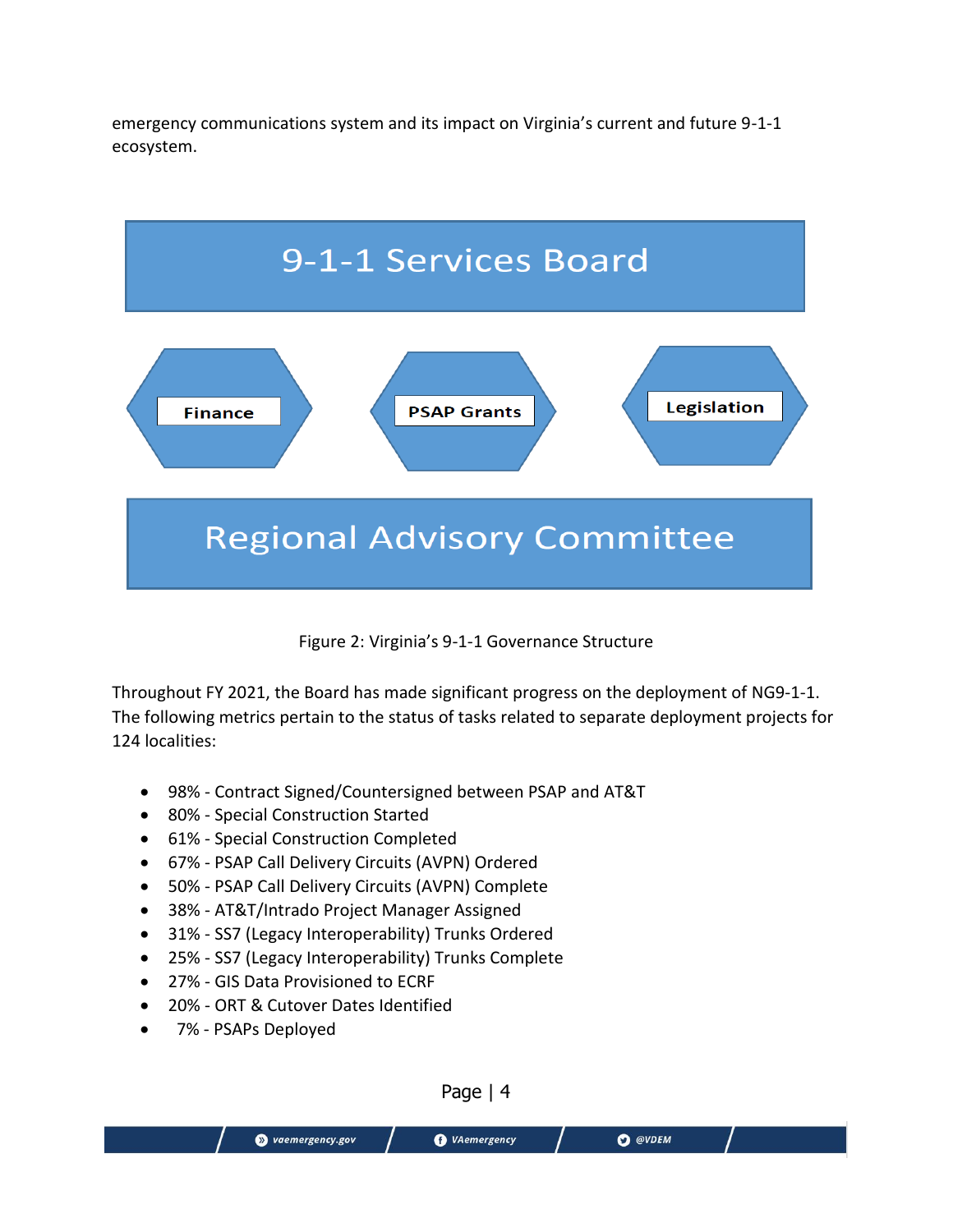emergency communications system and its impact on Virginia's current and future 9-1-1 ecosystem.

9-1-1 Services Board

Finance

PSAP Grants

Legislation

Regional Advisory Committee

Figure 2: Virginia's 9-1-1 Governance Structure

Throughout FY 2021, the Board has made significant progress on the deployment of NG9-1-1. The following metrics pertain to the status of tasks related to separate deployment projects for 124 localities:

- 98% - Contract Signed/Countersigned between PSAP and AT&T
- 80% - Special Construction Started
- 61% - Special Construction Completed
- 67% - PSAP Call Delivery Circuits (AVPN) Ordered
- 50% - PSAP Call Delivery Circuits (AVPN) Complete
- 38% - AT&T/Intrado Project Manager Assigned
- 31% - SS7 (Legacy Interoperability) Trunks Ordered
- 25% - SS7 (Legacy Interoperability) Trunks Complete
- 27% - GIS Data Provisioned to ECRF
- 20% - ORT & Cutover Dates Identified
- 7% - PSAPs Deployed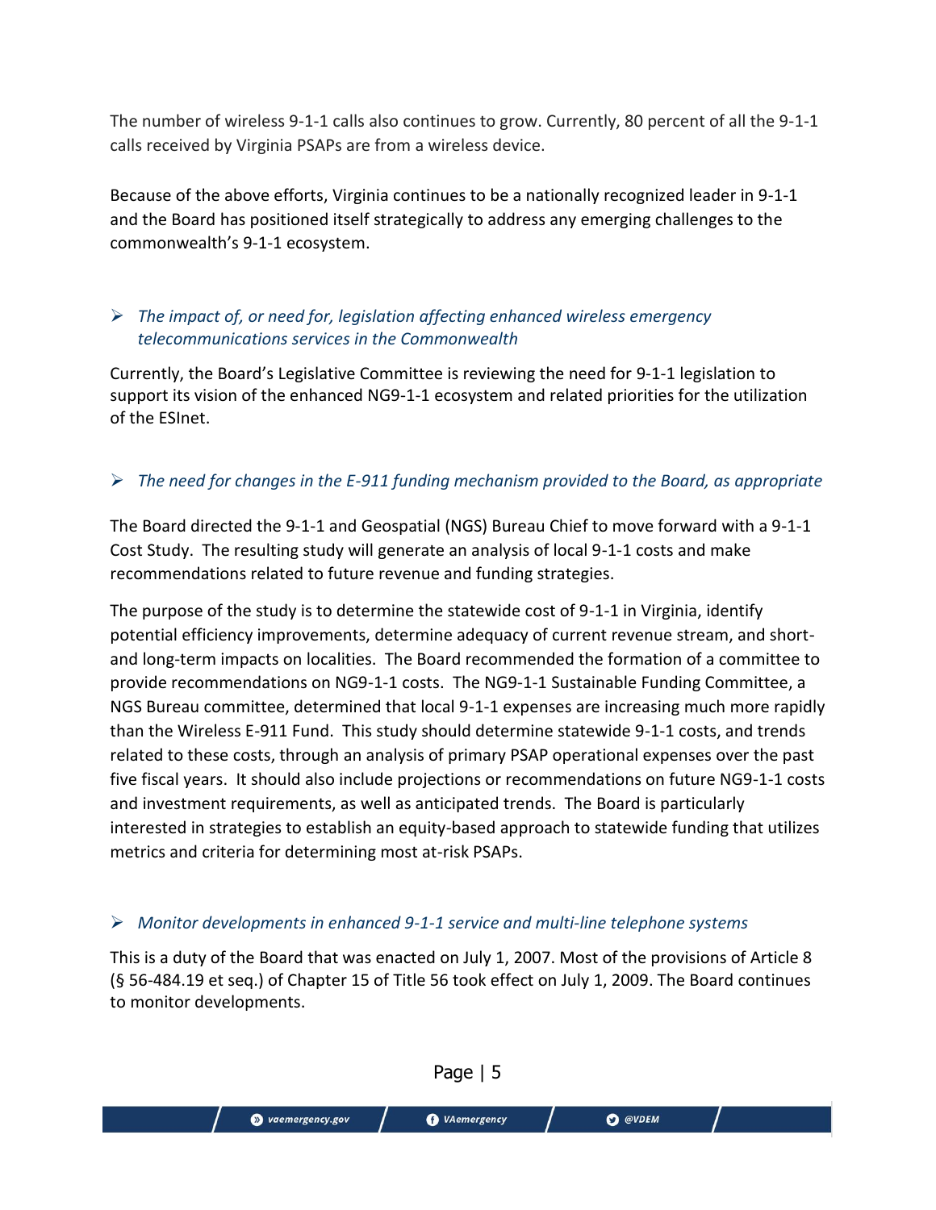The number of wireless 9-1-1 calls also continues to grow. Currently, 80 percent of all the 9-1-1 calls received by Virginia PSAPs are from a wireless device.

Because of the above efforts, Virginia continues to be a nationally recognized leader in 9-1-1 and the Board has positioned itself strategically to address any emerging challenges to the commonwealth's 9-1-1 ecosystem.

- *The impact of, or need for, legislation affecting enhanced wireless emergency telecommunications services in the Commonwealth*

Currently, the Board's Legislative Committee is reviewing the need for 9-1-1 legislation to support its vision of the enhanced NG9-1-1 ecosystem and related priorities for the utilization of the ESInet.

- *The need for changes in the E-911 funding mechanism provided to the Board, as appropriate*

The Board directed the 9-1-1 and Geospatial (NGS) Bureau Chief to move forward with a 9-1-1 Cost Study. The resulting study will generate an analysis of local 9-1-1 costs and make recommendations related to future revenue and funding strategies.

The purpose of the study is to determine the statewide cost of 9-1-1 in Virginia, identify potential efficiency improvements, determine adequacy of current revenue stream, and short- and long-term impacts on localities. The Board recommended the formation of a committee to provide recommendations on NG9-1-1 costs. The NG9-1-1 Sustainable Funding Committee, a NGS Bureau committee, determined that local 9-1-1 expenses are increasing much more rapidly than the Wireless E-911 Fund. This study should determine statewide 9-1-1 costs, and trends related to these costs, through an analysis of primary PSAP operational expenses over the past five fiscal years. It should also include projections or recommendations on future NG9-1-1 costs and investment requirements, as well as anticipated trends. The Board is particularly interested in strategies to establish an equity-based approach to statewide funding that utilizes metrics and criteria for determining most at-risk PSAPs.

- *Monitor developments in enhanced 9-1-1 service and multi-line telephone systems*

This is a duty of the Board that was enacted on July 1, 2007. Most of the provisions of Article 8 (§ 56-484.19 et seq.) of Chapter 15 of Title 56 took effect on July 1, 2009. The Board continues to monitor developments.